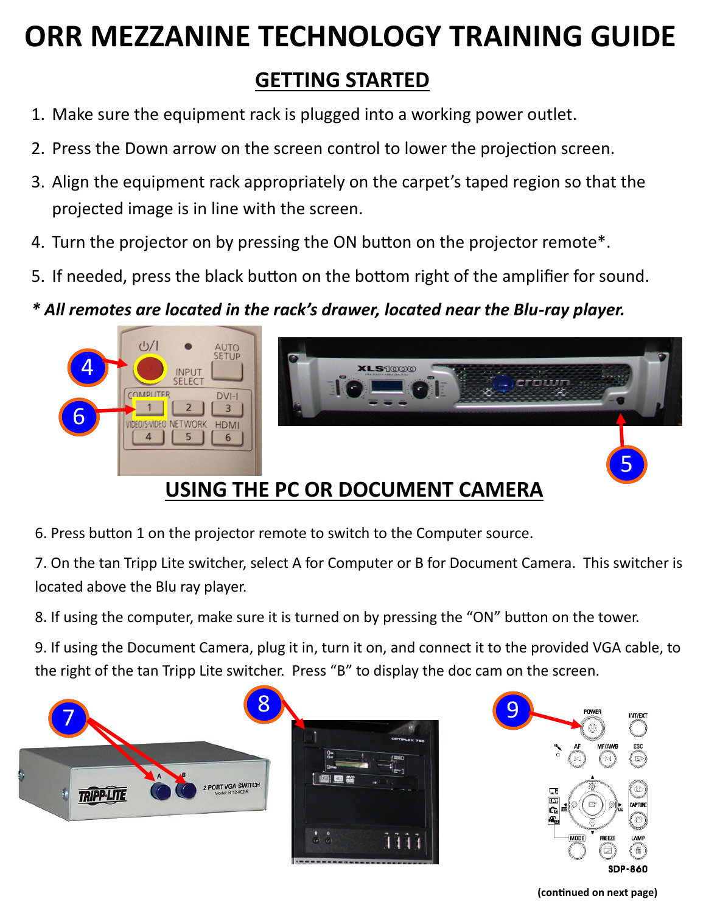# ORR MEZZANINE TECHNOLOGY TRAINING GUIDE

## GETTING STARTED

1. Make sure the equipment rack is plugged into a working power outlet.
2. Press the Down arrow on the screen control to lower the projection screen.
3. Align the equipment rack appropriately on the carpet's taped region so that the projected image is in line with the screen.
4. Turn the projector on by pressing the ON button on the projector remote*.
5. If needed, press the black button on the bottom right of the amplifier for sound.

***\* All remotes are located in the rack's drawer, located near the Blu-ray player.***

## USING THE PC OR DOCUMENT CAMERA

6. Press button 1 on the projector remote to switch to the Computer source.

7. On the tan Tripp Lite switcher, select A for Computer or B for Document Camera. This switcher is located above the Blu ray player.

8. If using the computer, make sure it is turned on by pressing the "ON" button on the tower.

9. If using the Document Camera, plug it in, turn it on, and connect it to the provided VGA cable, to the right of the tan Tripp Lite switcher. Press "B" to display the doc cam on the screen.

**(continued on next page)**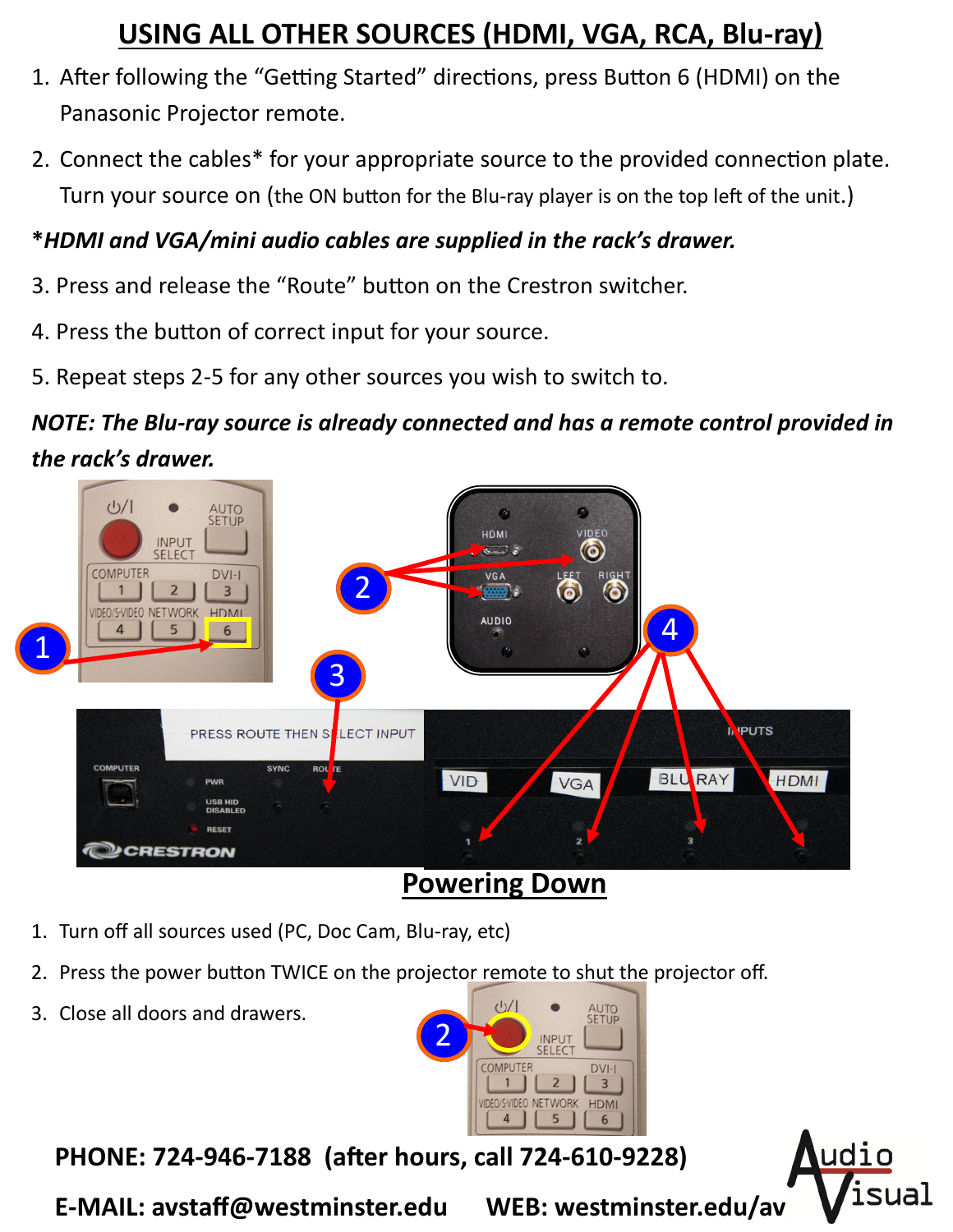# USING ALL OTHER SOURCES (HDMI, VGA, RCA, Blu-ray)

1. After following the "Getting Started" directions, press Button 6 (HDMI) on the Panasonic Projector remote.
2. Connect the cables* for your appropriate source to the provided connection plate. Turn your source on (the ON button for the Blu-ray player is on the top left of the unit.)

***HDMI and VGA/mini audio cables are supplied in the rack's drawer.***

3. Press and release the "Route" button on the Crestron switcher.
4. Press the button of correct input for your source.
5. Repeat steps 2-5 for any other sources you wish to switch to.

***NOTE: The Blu-ray source is already connected and has a remote control provided in the rack's drawer.***

## Powering Down

1. Turn off all sources used (PC, Doc Cam, Blu-ray, etc)
2. Press the power button TWICE on the projector remote to shut the projector off.
3. Close all doors and drawers.

**PHONE: 724-946-7188 (after hours, call 724-610-9228)**

**E-MAIL: avstaff@westminster.edu WEB: westminster.edu/av**